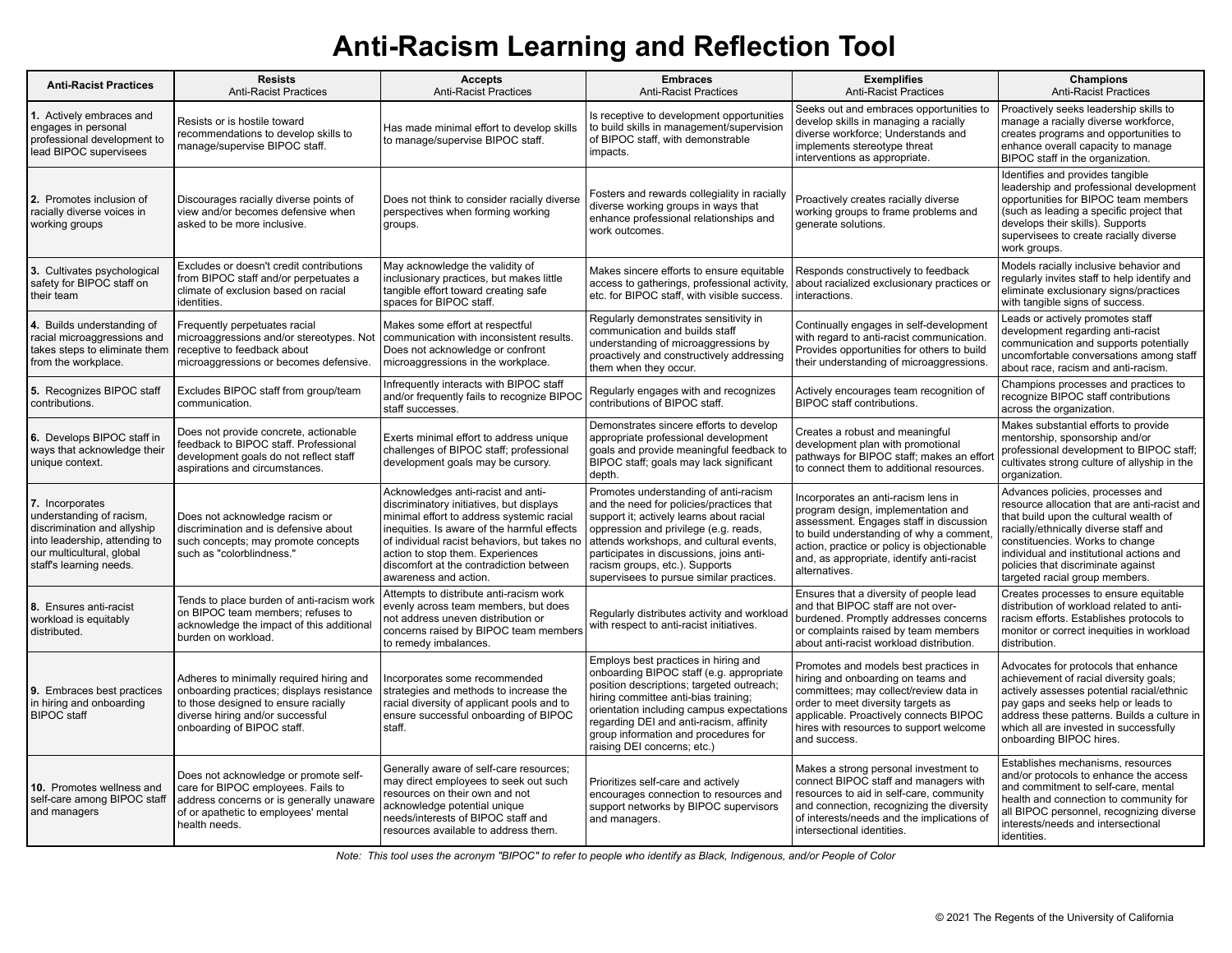# Anti-Racism Learning and Reflection Tool

| Anti-Racist Practices | **Resists** Anti-Racist Practices | **Accepts** Anti-Racist Practices | **Embraces** Anti-Racist Practices | **Exemplifies** Anti-Racist Practices | **Champions** Anti-Racist Practices |
|---|---|---|---|---|---|
| **1.** Actively embraces and engages in personal professional development to lead BIPOC supervisees | Resists or is hostile toward recommendations to develop skills to manage/supervise BIPOC staff. | Has made minimal effort to develop skills to manage/supervise BIPOC staff. | Is receptive to development opportunities to build skills in management/supervision of BIPOC staff, with demonstrable impacts. | Seeks out and embraces opportunities to develop skills in managing a racially diverse workforce; Understands and implements stereotype threat interventions as appropriate. | Proactively seeks leadership skills to manage a racially diverse workforce, creates programs and opportunities to enhance overall capacity to manage BIPOC staff in the organization. |
| **2.** Promotes inclusion of racially diverse voices in working groups | Discourages racially diverse points of view and/or becomes defensive when asked to be more inclusive. | Does not think to consider racially diverse perspectives when forming working groups. | Fosters and rewards collegiality in racially diverse working groups in ways that enhance professional relationships and work outcomes. | Proactively creates racially diverse working groups to frame problems and generate solutions. | Identifies and provides tangible leadership and professional development opportunities for BIPOC team members (such as leading a specific project that develops their skills). Supports supervisees to create racially diverse work groups. |
| **3.** Cultivates psychological safety for BIPOC staff on their team | Excludes or doesn't credit contributions from BIPOC staff and/or perpetuates a climate of exclusion based on racial identities. | May acknowledge the validity of inclusionary practices, but makes little tangible effort toward creating safe spaces for BIPOC staff. | Makes sincere efforts to ensure equitable access to gatherings, professional activity, etc. for BIPOC staff, with visible success. | Responds constructively to feedback about racialized exclusionary practices or interactions. | Models racially inclusive behavior and regularly invites staff to help identify and eliminate exclusionary signs/practices with tangible signs of success. |
| **4.** Builds understanding of racial microaggressions and takes steps to eliminate them from the workplace. | Frequently perpetuates racial microaggressions and/or stereotypes. Not receptive to feedback about microaggressions or becomes defensive. | Makes some effort at respectful communication with inconsistent results. Does not acknowledge or confront microaggressions in the workplace. | Regularly demonstrates sensitivity in communication and builds staff understanding of microaggressions by proactively and constructively addressing them when they occur. | Continually engages in self-development with regard to anti-racist communication. Provides opportunities for others to build their understanding of microaggressions. | Leads or actively promotes staff development regarding anti-racist communication and supports potentially uncomfortable conversations among staff about race, racism and anti-racism. |
| **5.** Recognizes BIPOC staff contributions. | Excludes BIPOC staff from group/team communication. | Infrequently interacts with BIPOC staff and/or frequently fails to recognize BIPOC staff successes. | Regularly engages with and recognizes contributions of BIPOC staff. | Actively encourages team recognition of BIPOC staff contributions. | Champions processes and practices to recognize BIPOC staff contributions across the organization. |
| **6.** Develops BIPOC staff in ways that acknowledge their unique context. | Does not provide concrete, actionable feedback to BIPOC staff. Professional development goals do not reflect staff aspirations and circumstances. | Exerts minimal effort to address unique challenges of BIPOC staff; professional development goals may be cursory. | Demonstrates sincere efforts to develop appropriate professional development goals and provide meaningful feedback to BIPOC staff; goals may lack significant depth. | Creates a robust and meaningful development plan with promotional pathways for BIPOC staff; makes an effort to connect them to additional resources. | Makes substantial efforts to provide mentorship, sponsorship and/or professional development to BIPOC staff; cultivates strong culture of allyship in the organization. |
| **7.** Incorporates understanding of racism, discrimination and allyship into leadership, attending to our multicultural, global staff's learning needs. | Does not acknowledge racism or discrimination and is defensive about such concepts; may promote concepts such as "colorblindness." | Acknowledges anti-racist and anti-discriminatory initiatives, but displays minimal effort to address systemic racial inequities. Is aware of the harmful effects of individual racist behaviors, but takes no action to stop them. Experiences discomfort at the contradiction between awareness and action. | Promotes understanding of anti-racism and the need for policies/practices that support it; actively learns about racial oppression and privilege (e.g. reads, attends workshops, and cultural events, participates in discussions, joins anti-racism groups, etc.). Supports supervisees to pursue similar practices. | Incorporates an anti-racism lens in program design, implementation and assessment. Engages staff in discussion to build understanding of why a comment, action, practice or policy is objectionable and, as appropriate, identify anti-racist alternatives. | Advances policies, processes and resource allocation that are anti-racist and that build upon the cultural wealth of racially/ethnically diverse staff and constituencies. Works to change individual and institutional actions and policies that discriminate against targeted racial group members. |
| **8.** Ensures anti-racist workload is equitably distributed. | Tends to place burden of anti-racism work on BIPOC team members; refuses to acknowledge the impact of this additional burden on workload. | Attempts to distribute anti-racism work evenly across team members, but does not address uneven distribution or concerns raised by BIPOC team members to remedy imbalances. | Regularly distributes activity and workload with respect to anti-racist initiatives. | Ensures that a diversity of people lead and that BIPOC staff are not over-burdened. Promptly addresses concerns or complaints raised by team members about anti-racist workload distribution. | Creates processes to ensure equitable distribution of workload related to anti-racism efforts. Establishes protocols to monitor or correct inequities in workload distribution. |
| **9.** Embraces best practices in hiring and onboarding BIPOC staff | Adheres to minimally required hiring and onboarding practices; displays resistance to those designed to ensure racially diverse hiring and/or successful onboarding of BIPOC staff. | Incorporates some recommended strategies and methods to increase the racial diversity of applicant pools and to ensure successful onboarding of BIPOC staff. | Employs best practices in hiring and onboarding BIPOC staff (e.g. appropriate position descriptions; targeted outreach; hiring committee anti-bias training; orientation including campus expectations regarding DEI and anti-racism, affinity group information and procedures for raising DEI concerns; etc.) | Promotes and models best practices in hiring and onboarding on teams and committees; may collect/review data in order to meet diversity targets as applicable. Proactively connects BIPOC hires with resources to support welcome and success. | Advocates for protocols that enhance achievement of racial diversity goals; actively assesses potential racial/ethnic pay gaps and seeks help or leads to address these patterns. Builds a culture in which all are invested in successfully onboarding BIPOC hires. |
| **10.** Promotes wellness and self-care among BIPOC staff and managers | Does not acknowledge or promote self-care for BIPOC employees. Fails to address concerns or is generally unaware of or apathetic to employees' mental health needs. | Generally aware of self-care resources; may direct employees to seek out such resources on their own and not acknowledge potential unique needs/interests of BIPOC staff and resources available to address them. | Prioritizes self-care and actively encourages connection to resources and support networks by BIPOC supervisors and managers. | Makes a strong personal investment to connect BIPOC staff and managers with resources to aid in self-care, community and connection, recognizing the diversity of interests/needs and the implications of intersectional identities. | Establishes mechanisms, resources and/or protocols to enhance the access and commitment to self-care, mental health and connection to community for all BIPOC personnel, recognizing diverse interests/needs and intersectional identities. |

*Note: This tool uses the acronym "BIPOC" to refer to people who identify as Black, Indigenous, and/or People of Color*

© 2021 The Regents of the University of California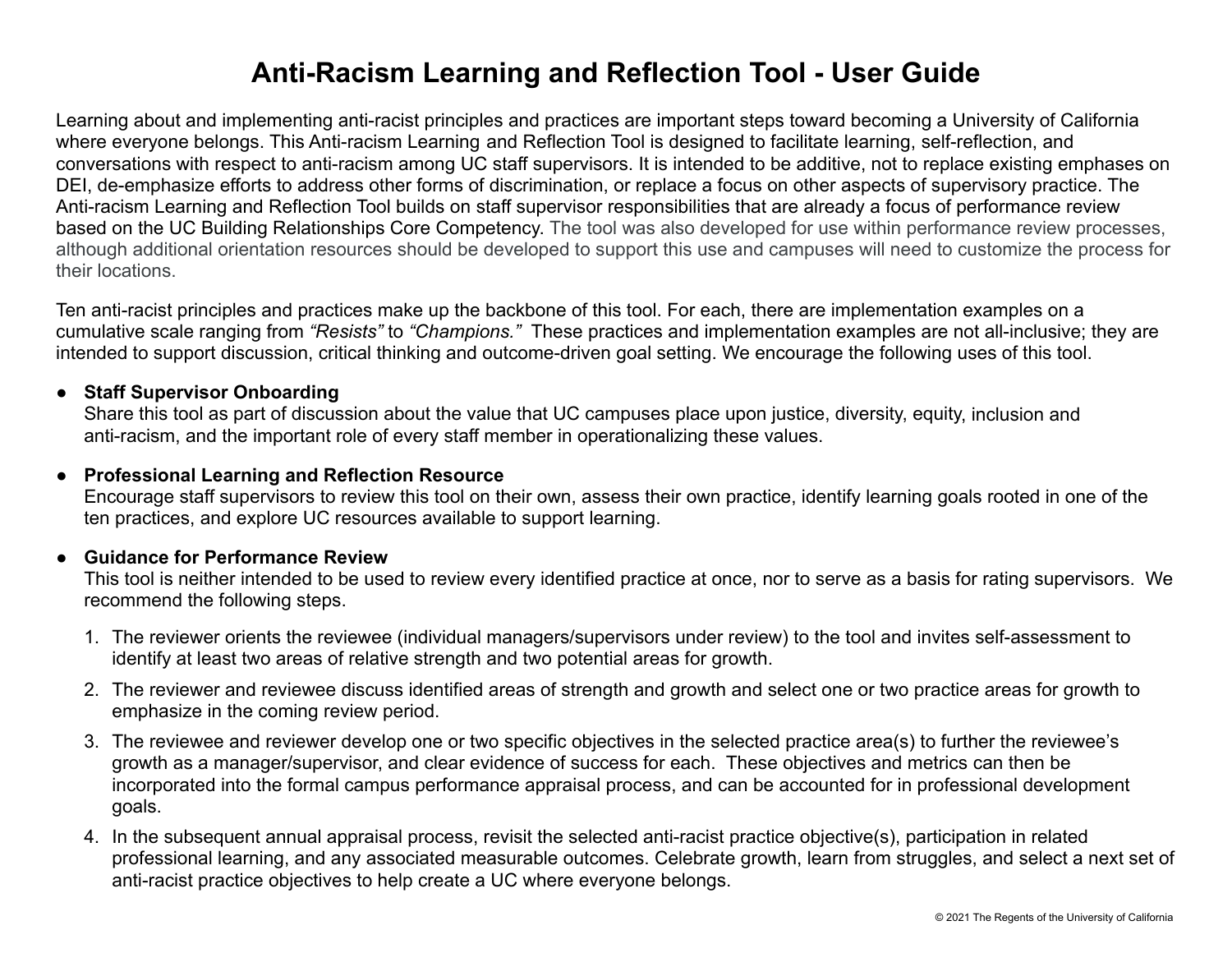# Anti-Racism Learning and Reflection Tool - User Guide

Learning about and implementing anti-racist principles and practices are important steps toward becoming a University of California where everyone belongs. This Anti-racism Learning and Reflection Tool is designed to facilitate learning, self-reflection, and conversations with respect to anti-racism among UC staff supervisors. It is intended to be additive, not to replace existing emphases on DEI, de-emphasize efforts to address other forms of discrimination, or replace a focus on other aspects of supervisory practice. The Anti-racism Learning and Reflection Tool builds on staff supervisor responsibilities that are already a focus of performance review based on the UC Building Relationships Core Competency. The tool was also developed for use within performance review processes, although additional orientation resources should be developed to support this use and campuses will need to customize the process for their locations.

Ten anti-racist principles and practices make up the backbone of this tool. For each, there are implementation examples on a cumulative scale ranging from *"Resists"* to *"Champions."* These practices and implementation examples are not all-inclusive; they are intended to support discussion, critical thinking and outcome-driven goal setting. We encourage the following uses of this tool.

- **Staff Supervisor Onboarding**
  Share this tool as part of discussion about the value that UC campuses place upon justice, diversity, equity, inclusion and anti-racism, and the important role of every staff member in operationalizing these values.

- **Professional Learning and Reflection Resource**
  Encourage staff supervisors to review this tool on their own, assess their own practice, identify learning goals rooted in one of the ten practices, and explore UC resources available to support learning.

- **Guidance for Performance Review**
  This tool is neither intended to be used to review every identified practice at once, nor to serve as a basis for rating supervisors. We recommend the following steps.

  1. The reviewer orients the reviewee (individual managers/supervisors under review) to the tool and invites self-assessment to identify at least two areas of relative strength and two potential areas for growth.
  2. The reviewer and reviewee discuss identified areas of strength and growth and select one or two practice areas for growth to emphasize in the coming review period.
  3. The reviewee and reviewer develop one or two specific objectives in the selected practice area(s) to further the reviewee's growth as a manager/supervisor, and clear evidence of success for each. These objectives and metrics can then be incorporated into the formal campus performance appraisal process, and can be accounted for in professional development goals.
  4. In the subsequent annual appraisal process, revisit the selected anti-racist practice objective(s), participation in related professional learning, and any associated measurable outcomes. Celebrate growth, learn from struggles, and select a next set of anti-racist practice objectives to help create a UC where everyone belongs.

© 2021 The Regents of the University of California